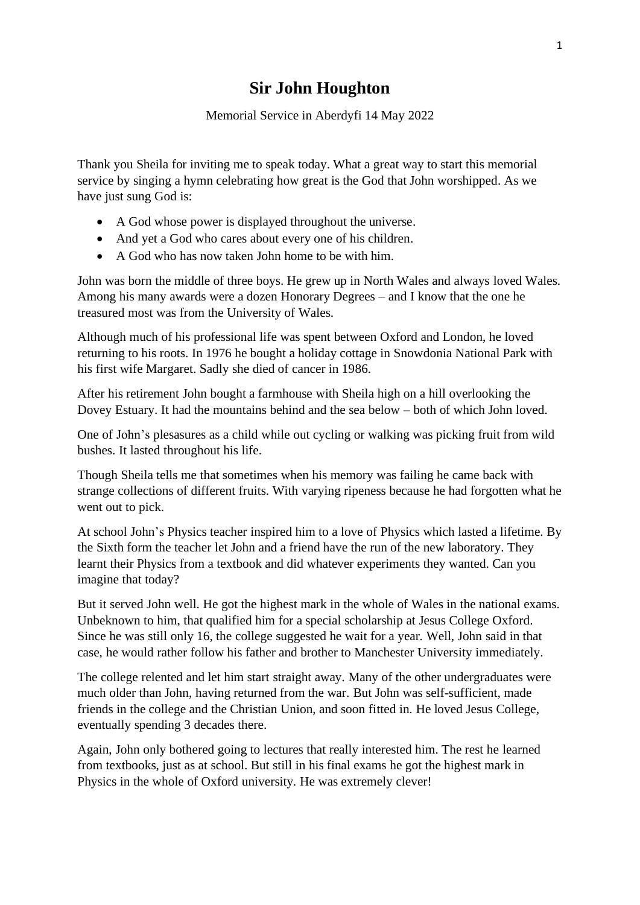# Sir John Houghton

Memorial Service in Aberdyfi 14 May 2022

Thank you Sheila for inviting me to speak today. What a great way to start this memorial service by singing a hymn celebrating how great is the God that John worshipped. As we have just sung God is:

- A God whose power is displayed throughout the universe.
- And yet a God who cares about every one of his children.
- A God who has now taken John home to be with him.

John was born the middle of three boys. He grew up in North Wales and always loved Wales. Among his many awards were a dozen Honorary Degrees – and I know that the one he treasured most was from the University of Wales.

Although much of his professional life was spent between Oxford and London, he loved returning to his roots. In 1976 he bought a holiday cottage in Snowdonia National Park with his first wife Margaret. Sadly she died of cancer in 1986.

After his retirement John bought a farmhouse with Sheila high on a hill overlooking the Dovey Estuary. It had the mountains behind and the sea below – both of which John loved.

One of John's plesasures as a child while out cycling or walking was picking fruit from wild bushes. It lasted throughout his life.

Though Sheila tells me that sometimes when his memory was failing he came back with strange collections of different fruits. With varying ripeness because he had forgotten what he went out to pick.

At school John's Physics teacher inspired him to a love of Physics which lasted a lifetime. By the Sixth form the teacher let John and a friend have the run of the new laboratory. They learnt their Physics from a textbook and did whatever experiments they wanted. Can you imagine that today?

But it served John well. He got the highest mark in the whole of Wales in the national exams. Unbeknown to him, that qualified him for a special scholarship at Jesus College Oxford. Since he was still only 16, the college suggested he wait for a year. Well, John said in that case, he would rather follow his father and brother to Manchester University immediately.

The college relented and let him start straight away. Many of the other undergraduates were much older than John, having returned from the war. But John was self-sufficient, made friends in the college and the Christian Union, and soon fitted in. He loved Jesus College, eventually spending 3 decades there.

Again, John only bothered going to lectures that really interested him. The rest he learned from textbooks, just as at school. But still in his final exams he got the highest mark in Physics in the whole of Oxford university. He was extremely clever!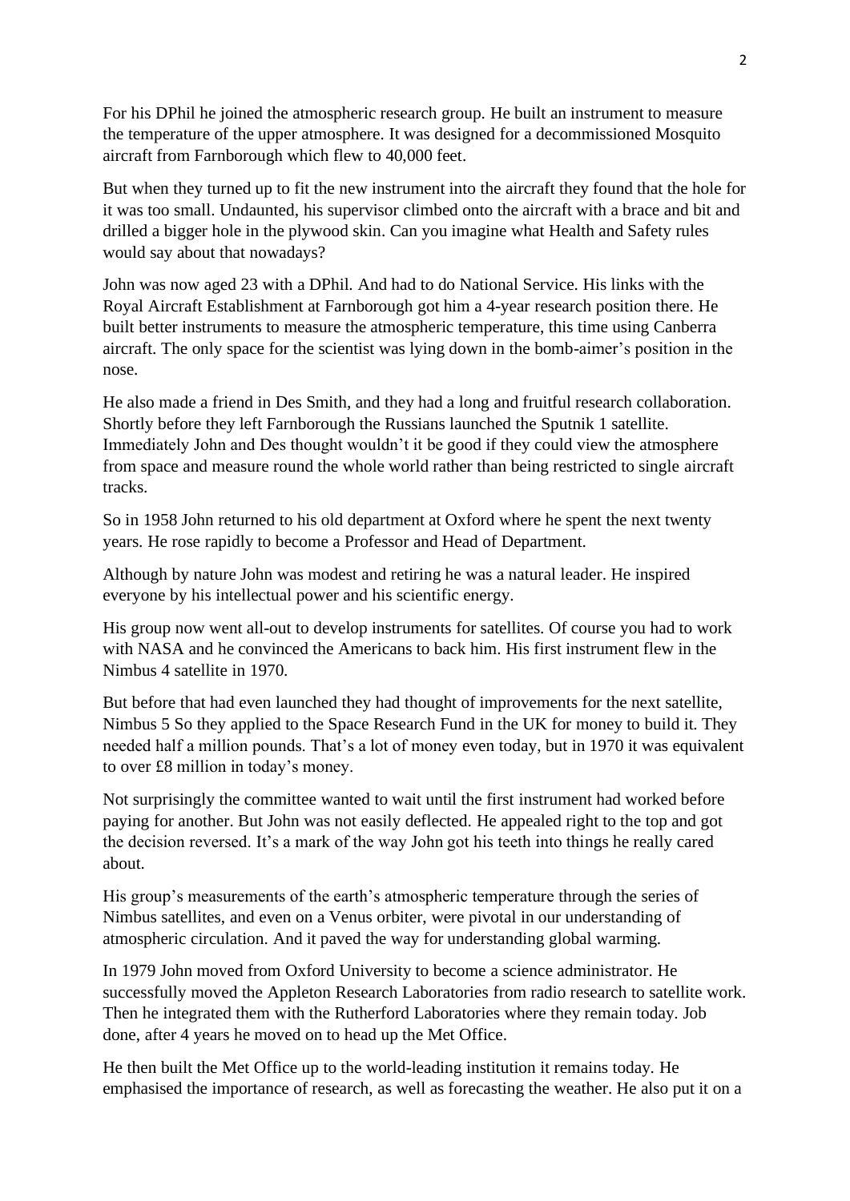For his DPhil he joined the atmospheric research group. He built an instrument to measure the temperature of the upper atmosphere. It was designed for a decommissioned Mosquito aircraft from Farnborough which flew to 40,000 feet.

But when they turned up to fit the new instrument into the aircraft they found that the hole for it was too small. Undaunted, his supervisor climbed onto the aircraft with a brace and bit and drilled a bigger hole in the plywood skin. Can you imagine what Health and Safety rules would say about that nowadays?

John was now aged 23 with a DPhil. And had to do National Service. His links with the Royal Aircraft Establishment at Farnborough got him a 4-year research position there. He built better instruments to measure the atmospheric temperature, this time using Canberra aircraft. The only space for the scientist was lying down in the bomb-aimer's position in the nose.

He also made a friend in Des Smith, and they had a long and fruitful research collaboration. Shortly before they left Farnborough the Russians launched the Sputnik 1 satellite. Immediately John and Des thought wouldn't it be good if they could view the atmosphere from space and measure round the whole world rather than being restricted to single aircraft tracks.

So in 1958 John returned to his old department at Oxford where he spent the next twenty years. He rose rapidly to become a Professor and Head of Department.

Although by nature John was modest and retiring he was a natural leader. He inspired everyone by his intellectual power and his scientific energy.

His group now went all-out to develop instruments for satellites. Of course you had to work with NASA and he convinced the Americans to back him. His first instrument flew in the Nimbus 4 satellite in 1970.

But before that had even launched they had thought of improvements for the next satellite, Nimbus 5 So they applied to the Space Research Fund in the UK for money to build it. They needed half a million pounds. That's a lot of money even today, but in 1970 it was equivalent to over £8 million in today's money.

Not surprisingly the committee wanted to wait until the first instrument had worked before paying for another. But John was not easily deflected. He appealed right to the top and got the decision reversed. It's a mark of the way John got his teeth into things he really cared about.

His group's measurements of the earth's atmospheric temperature through the series of Nimbus satellites, and even on a Venus orbiter, were pivotal in our understanding of atmospheric circulation. And it paved the way for understanding global warming.

In 1979 John moved from Oxford University to become a science administrator. He successfully moved the Appleton Research Laboratories from radio research to satellite work. Then he integrated them with the Rutherford Laboratories where they remain today. Job done, after 4 years he moved on to head up the Met Office.

He then built the Met Office up to the world-leading institution it remains today. He emphasised the importance of research, as well as forecasting the weather. He also put it on a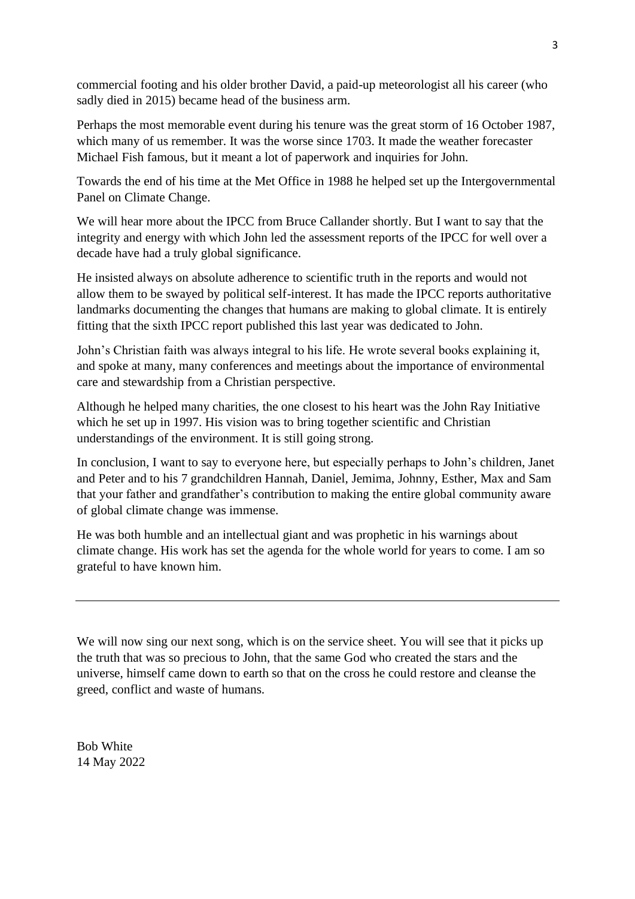commercial footing and his older brother David, a paid-up meteorologist all his career (who sadly died in 2015) became head of the business arm.

Perhaps the most memorable event during his tenure was the great storm of 16 October 1987, which many of us remember. It was the worse since 1703. It made the weather forecaster Michael Fish famous, but it meant a lot of paperwork and inquiries for John.

Towards the end of his time at the Met Office in 1988 he helped set up the Intergovernmental Panel on Climate Change.

We will hear more about the IPCC from Bruce Callander shortly. But I want to say that the integrity and energy with which John led the assessment reports of the IPCC for well over a decade have had a truly global significance.

He insisted always on absolute adherence to scientific truth in the reports and would not allow them to be swayed by political self-interest. It has made the IPCC reports authoritative landmarks documenting the changes that humans are making to global climate. It is entirely fitting that the sixth IPCC report published this last year was dedicated to John.

John's Christian faith was always integral to his life. He wrote several books explaining it, and spoke at many, many conferences and meetings about the importance of environmental care and stewardship from a Christian perspective.

Although he helped many charities, the one closest to his heart was the John Ray Initiative which he set up in 1997. His vision was to bring together scientific and Christian understandings of the environment. It is still going strong.

In conclusion, I want to say to everyone here, but especially perhaps to John's children, Janet and Peter and to his 7 grandchildren Hannah, Daniel, Jemima, Johnny, Esther, Max and Sam that your father and grandfather's contribution to making the entire global community aware of global climate change was immense.

He was both humble and an intellectual giant and was prophetic in his warnings about climate change. His work has set the agenda for the whole world for years to come. I am so grateful to have known him.

---

We will now sing our next song, which is on the service sheet. You will see that it picks up the truth that was so precious to John, that the same God who created the stars and the universe, himself came down to earth so that on the cross he could restore and cleanse the greed, conflict and waste of humans.

Bob White  
14 May 2022